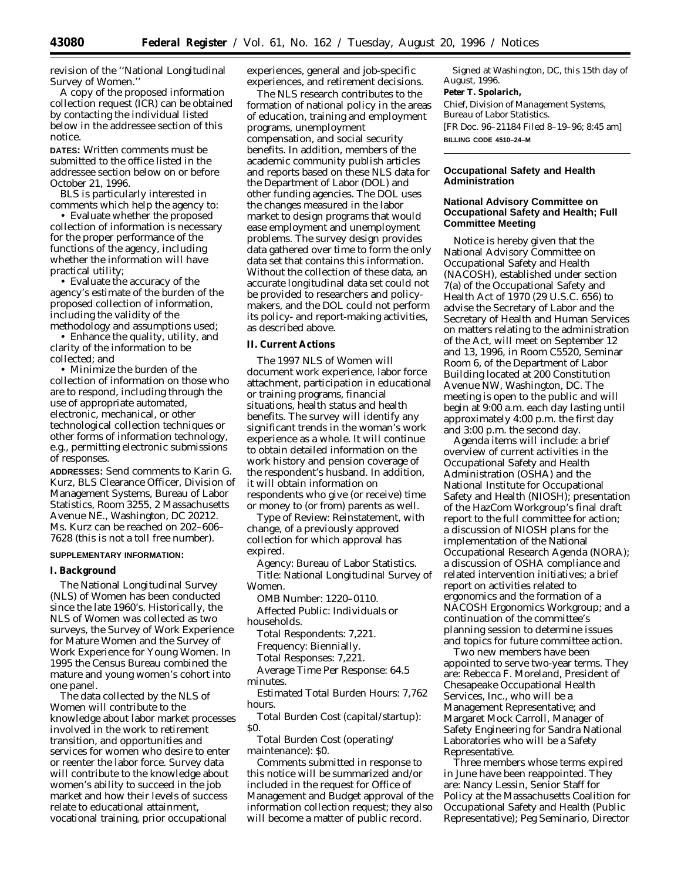revision of the ''National Longitudinal Survey of Women.''

A copy of the proposed information collection request (ICR) can be obtained by contacting the individual listed below in the addressee section of this notice.

**DATES:** Written comments must be submitted to the office listed in the addressee section below on or before October 21, 1996.

BLS is particularly interested in comments which help the agency to:

• Evaluate whether the proposed collection of information is necessary for the proper performance of the functions of the agency, including whether the information will have practical utility;

• Evaluate the accuracy of the agency's estimate of the burden of the proposed collection of information, including the validity of the methodology and assumptions used;

• Enhance the quality, utility, and clarity of the information to be collected; and

• Minimize the burden of the collection of information on those who are to respond, including through the use of appropriate automated, electronic, mechanical, or other technological collection techniques or other forms of information technology, e.g., permitting electronic submissions of responses.

**ADDRESSES:** Send comments to Karin G. Kurz, BLS Clearance Officer, Division of Management Systems, Bureau of Labor Statistics, Room 3255, 2 Massachusetts Avenue NE., Washington, DC 20212. Ms. Kurz can be reached on 202–606–7628 (this is not a toll free number).

**SUPPLEMENTARY INFORMATION:**

**I. Background**

The National Longitudinal Survey (NLS) of Women has been conducted since the late 1960's. Historically, the NLS of Women was collected as two surveys, the Survey of Work Experience for Mature Women and the Survey of Work Experience for Young Women. In 1995 the Census Bureau combined the mature and young women's cohort into one panel.

The data collected by the NLS of Women will contribute to the knowledge about labor market processes involved in the work to retirement transition, and opportunities and services for women who desire to enter or reenter the labor force. Survey data will contribute to the knowledge about women's ability to succeed in the job market and how their levels of success relate to educational attainment, vocational training, prior occupational experiences, general and job-specific experiences, and retirement decisions.

The NLS research contributes to the formation of national policy in the areas of education, training and employment programs, unemployment compensation, and social security benefits. In addition, members of the academic community publish articles and reports based on these NLS data for the Department of Labor (DOL) and other funding agencies. The DOL uses the changes measured in the labor market to design programs that would ease employment and unemployment problems. The survey design provides data gathered over time to form the only data set that contains this information. Without the collection of these data, an accurate longitudinal data set could not be provided to researchers and policy-makers, and the DOL could not perform its policy- and report-making activities, as described above.

**II. Current Actions**

The 1997 NLS of Women will document work experience, labor force attachment, participation in educational or training programs, financial situations, health status and health benefits. The survey will identify any significant trends in the woman's work experience as a whole. It will continue to obtain detailed information on the work history and pension coverage of the respondent's husband. In addition, it will obtain information on respondents who give (or receive) time or money to (or from) parents as well.

*Type of Review:* Reinstatement, with change, of a previously approved collection for which approval has expired.

*Agency:* Bureau of Labor Statistics.

*Title:* National Longitudinal Survey of Women.

*OMB Number:* 1220–0110.

*Affected Public:* Individuals or households.

*Total Respondents:* 7,221.

*Frequency:* Biennially.

*Total Responses:* 7,221.

*Average Time Per Response:* 64.5 minutes.

*Estimated Total Burden Hours:* 7,762 hours.

*Total Burden Cost (capital/startup):* $0.

*Total Burden Cost (operating/maintenance):* $0.

Comments submitted in response to this notice will be summarized and/or included in the request for Office of Management and Budget approval of the information collection request; they also will become a matter of public record.

Signed at Washington, DC, this 15th day of August, 1996.

**Peter T. Spolarich,**

*Chief, Division of Management Systems, Bureau of Labor Statistics.*

[FR Doc. 96–21184 Filed 8–19–96; 8:45 am]

**BILLING CODE 4510–24–M**

---

## Occupational Safety and Health Administration

### National Advisory Committee on Occupational Safety and Health; Full Committee Meeting

Notice is hereby given that the National Advisory Committee on Occupational Safety and Health (NACOSH), established under section 7(a) of the Occupational Safety and Health Act of 1970 (29 U.S.C. 656) to advise the Secretary of Labor and the Secretary of Health and Human Services on matters relating to the administration of the Act, will meet on September 12 and 13, 1996, in Room C5520, Seminar Room 6, of the Department of Labor Building located at 200 Constitution Avenue NW, Washington, DC. The meeting is open to the public and will begin at 9:00 a.m. each day lasting until approximately 4:00 p.m. the first day and 3:00 p.m. the second day.

Agenda items will include: a brief overview of current activities in the Occupational Safety and Health Administration (OSHA) and the National Institute for Occupational Safety and Health (NIOSH); presentation of the HazCom Workgroup's final draft report to the full committee for action; a discussion of NIOSH plans for the implementation of the National Occupational Research Agenda (NORA); a discussion of OSHA compliance and related intervention initiatives; a brief report on activities related to ergonomics and the formation of a NACOSH Ergonomics Workgroup; and a continuation of the committee's planning session to determine issues and topics for future committee action.

Two new members have been appointed to serve two-year terms. They are: Rebecca F. Moreland, President of Chesapeake Occupational Health Services, Inc., who will be a Management Representative; and Margaret Mock Carroll, Manager of Safety Engineering for Sandra National Laboratories who will be a Safety Representative.

Three members whose terms expired in June have been reappointed. They are: Nancy Lessin, Senior Staff for Policy at the Massachusetts Coalition for Occupational Safety and Health (Public Representative); Peg Seminario, Director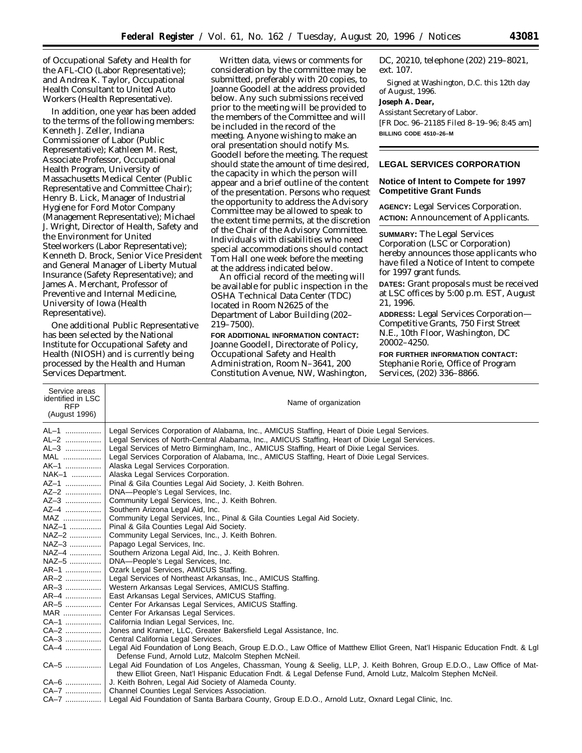of Occupational Safety and Health for the AFL-CIO (Labor Representative); and Andrea K. Taylor, Occupational Health Consultant to United Auto Workers (Health Representative).

In addition, one year has been added to the terms of the following members: Kenneth J. Zeller, Indiana Commissioner of Labor (Public Representative); Kathleen M. Rest, Associate Professor, Occupational Health Program, University of Massachusetts Medical Center (Public Representative and Committee Chair); Henry B. Lick, Manager of Industrial Hygiene for Ford Motor Company (Management Representative); Michael J. Wright, Director of Health, Safety and the Environment for United Steelworkers (Labor Representative); Kenneth D. Brock, Senior Vice President and General Manager of Liberty Mutual Insurance (Safety Representative); and James A. Merchant, Professor of Preventive and Internal Medicine, University of Iowa (Health Representative).

One additional Public Representative has been selected by the National Institute for Occupational Safety and Health (NIOSH) and is currently being processed by the Health and Human Services Department.

Written data, views or comments for consideration by the committee may be submitted, preferably with 20 copies, to Joanne Goodell at the address provided below. Any such submissions received prior to the meeting will be provided to the members of the Committee and will be included in the record of the meeting. Anyone wishing to make an oral presentation should notify Ms. Goodell before the meeting. The request should state the amount of time desired, the capacity in which the person will appear and a brief outline of the content of the presentation. Persons who request the opportunity to address the Advisory Committee may be allowed to speak to the extent time permits, at the discretion of the Chair of the Advisory Committee. Individuals with disabilities who need special accommodations should contact Tom Hall one week before the meeting at the address indicated below.

An official record of the meeting will be available for public inspection in the OSHA Technical Data Center (TDC) located in Room N2625 of the Department of Labor Building (202–219–7500).

**FOR ADDITIONAL INFORMATION CONTACT:** Joanne Goodell, Directorate of Policy, Occupational Safety and Health Administration, Room N–3641, 200 Constitution Avenue, NW, Washington, DC, 20210, telephone (202) 219–8021, ext. 107.

Signed at Washington, D.C. this 12th day of August, 1996.

**Joseph A. Dear,**

*Assistant Secretary of Labor.*

[FR Doc. 96–21185 Filed 8–19–96; 8:45 am]

**BILLING CODE 4510–26–M**

## LEGAL SERVICES CORPORATION

### Notice of Intent to Compete for 1997 Competitive Grant Funds

**AGENCY:** Legal Services Corporation.

**ACTION:** Announcement of Applicants.

**SUMMARY:** The Legal Services Corporation (LSC or Corporation) hereby announces those applicants who have filed a Notice of Intent to compete for 1997 grant funds.

**DATES:** Grant proposals must be received at LSC offices by 5:00 p.m. EST, August 21, 1996.

**ADDRESS:** Legal Services Corporation—Competitive Grants, 750 First Street N.E., 10th Floor, Washington, DC 20002–4250.

**FOR FURTHER INFORMATION CONTACT:** Stephanie Rorie, Office of Program Services, (202) 336–8866.

| Service areas identified in LSC RFP (August 1996) | Name of organization |
|---|---|
| AL–1 | Legal Services Corporation of Alabama, Inc., AMICUS Staffing, Heart of Dixie Legal Services. |
| AL–2 | Legal Services of North-Central Alabama, Inc., AMICUS Staffing, Heart of Dixie Legal Services. |
| AL–3 | Legal Services of Metro Birmingham, Inc., AMICUS Staffing, Heart of Dixie Legal Services. |
| MAL | Legal Services Corporation of Alabama, Inc., AMICUS Staffing, Heart of Dixie Legal Services. |
| AK–1 | Alaska Legal Services Corporation. |
| NAK–1 | Alaska Legal Services Corporation. |
| AZ–1 | Pinal & Gila Counties Legal Aid Society, J. Keith Bohren. |
| AZ–2 | DNA—People's Legal Services, Inc. |
| AZ–3 | Community Legal Services, Inc., J. Keith Bohren. |
| AZ–4 | Southern Arizona Legal Aid, Inc. |
| MAZ | Community Legal Services, Inc., Pinal & Gila Counties Legal Aid Society. |
| NAZ–1 | Pinal & Gila Counties Legal Aid Society. |
| NAZ–2 | Community Legal Services, Inc., J. Keith Bohren. |
| NAZ–3 | Papago Legal Services, Inc. |
| NAZ–4 | Southern Arizona Legal Aid, Inc., J. Keith Bohren. |
| NAZ–5 | DNA—People's Legal Services, Inc. |
| AR–1 | Ozark Legal Services, AMICUS Staffing. |
| AR–2 | Legal Services of Northeast Arkansas, Inc., AMICUS Staffing. |
| AR–3 | Western Arkansas Legal Services, AMICUS Staffing. |
| AR–4 | East Arkansas Legal Services, AMICUS Staffing. |
| AR–5 | Center For Arkansas Legal Services, AMICUS Staffing. |
| MAR | Center For Arkansas Legal Services. |
| CA–1 | California Indian Legal Services, Inc. |
| CA–2 | Jones and Kramer, LLC, Greater Bakersfield Legal Assistance, Inc. |
| CA–3 | Central California Legal Services. |
| CA–4 | Legal Aid Foundation of Long Beach, Group E.D.O., Law Office of Matthew Elliot Green, Nat'l Hispanic Education Fndt. & Lgl Defense Fund, Arnold Lutz, Malcolm Stephen McNeil. |
| CA–5 | Legal Aid Foundation of Los Angeles, Chassman, Young & Seelig, LLP, J. Keith Bohren, Group E.D.O., Law Office of Matthew Elliot Green, Nat'l Hispanic Education Fndt. & Legal Defense Fund, Arnold Lutz, Malcolm Stephen McNeil. |
| CA–6 | J. Keith Bohren, Legal Aid Society of Alameda County. |
| CA–7 | Channel Counties Legal Services Association. |
| CA–7 | Legal Aid Foundation of Santa Barbara County, Group E.D.O., Arnold Lutz, Oxnard Legal Clinic, Inc. |